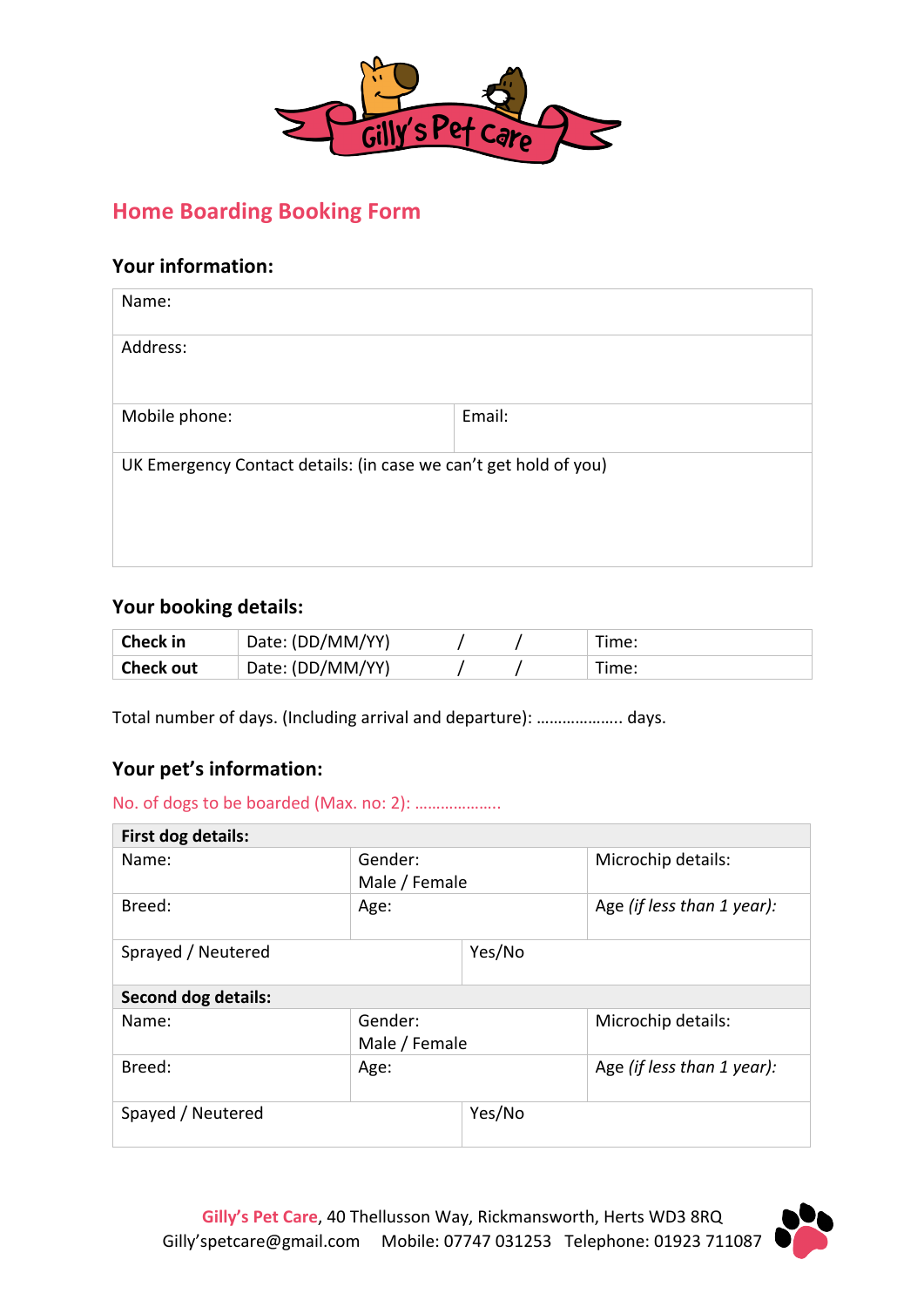Gilly's Pet Care

# Home Boarding Booking Form

## Your information:

| Name: | |
|---|---|
| Address: | |
| Mobile phone: | Email: |
| UK Emergency Contact details: (in case we can't get hold of you) | |

## Your booking details:

| **Check in** | Date: (DD/MM/YY) / / | Time: |
|---|---|---|
| **Check out** | Date: (DD/MM/YY) / / | Time: |

Total number of days. (Including arrival and departure): ……………….. days.

## Your pet's information:

No. of dogs to be boarded (Max. no: 2): ………………..

| **First dog details:** | | |
|---|---|---|
| Name: | Gender: Male / Female | Microchip details: |
| Breed: | Age: | Age *(if less than 1 year):* |
| Sprayed / Neutered | Yes/No | |
| **Second dog details:** | | |
| Name: | Gender: Male / Female | Microchip details: |
| Breed: | Age: | Age *(if less than 1 year):* |
| Spayed / Neutered | Yes/No | |

**Gilly's Pet Care**, 40 Thellusson Way, Rickmansworth, Herts WD3 8RQ
Gilly'spetcare@gmail.com Mobile: 07747 031253 Telephone: 01923 711087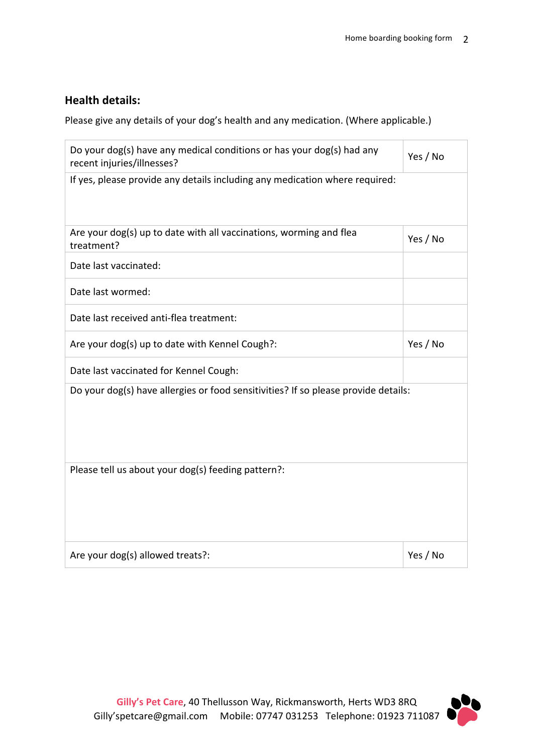## Health details:

Please give any details of your dog's health and any medication. (Where applicable.)

| | |
|---|---|
| Do your dog(s) have any medical conditions or has your dog(s) had any recent injuries/illnesses? | Yes / No |
| If yes, please provide any details including any medication where required: | |
| Are your dog(s) up to date with all vaccinations, worming and flea treatment? | Yes / No |
| Date last vaccinated: | |
| Date last wormed: | |
| Date last received anti-flea treatment: | |
| Are your dog(s) up to date with Kennel Cough?: | Yes / No |
| Date last vaccinated for Kennel Cough: | |
| Do your dog(s) have allergies or food sensitivities? If so please provide details: | |
| Please tell us about your dog(s) feeding pattern?: | |
| Are your dog(s) allowed treats?: | Yes / No |

**Gilly's Pet Care**, 40 Thellusson Way, Rickmansworth, Herts WD3 8RQ
Gilly'spetcare@gmail.com Mobile: 07747 031253 Telephone: 01923 711087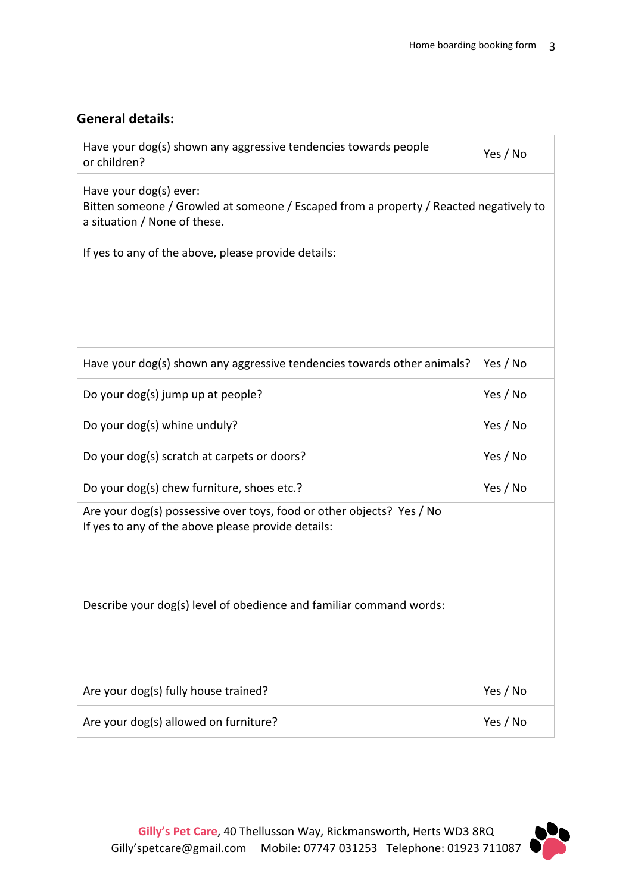## General details:

| Have your dog(s) shown any aggressive tendencies towards people or children? | Yes / No |
|---|---|
| Have your dog(s) ever:<br>Bitten someone / Growled at someone / Escaped from a property / Reacted negatively to a situation / None of these.<br><br>If yes to any of the above, please provide details: | |
| Have your dog(s) shown any aggressive tendencies towards other animals? | Yes / No |
| Do your dog(s) jump up at people? | Yes / No |
| Do your dog(s) whine unduly? | Yes / No |
| Do your dog(s) scratch at carpets or doors? | Yes / No |
| Do your dog(s) chew furniture, shoes etc.? | Yes / No |
| Are your dog(s) possessive over toys, food or other objects? Yes / No<br>If yes to any of the above please provide details: | |
| Describe your dog(s) level of obedience and familiar command words: | |
| Are your dog(s) fully house trained? | Yes / No |
| Are your dog(s) allowed on furniture? | Yes / No |

**Gilly's Pet Care**, 40 Thellusson Way, Rickmansworth, Herts WD3 8RQ
Gilly'spetcare@gmail.com Mobile: 07747 031253 Telephone: 01923 711087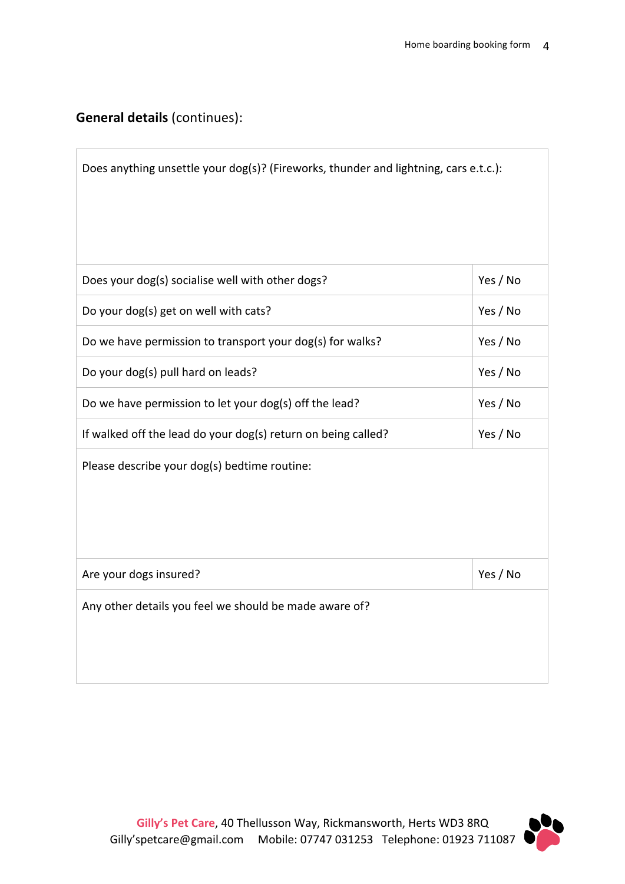**General details** (continues):

| Does anything unsettle your dog(s)? (Fireworks, thunder and lightning, cars e.t.c.): | |
|---|---|
| Does your dog(s) socialise well with other dogs? | Yes / No |
| Do your dog(s) get on well with cats? | Yes / No |
| Do we have permission to transport your dog(s) for walks? | Yes / No |
| Do your dog(s) pull hard on leads? | Yes / No |
| Do we have permission to let your dog(s) off the lead? | Yes / No |
| If walked off the lead do your dog(s) return on being called? | Yes / No |
| Please describe your dog(s) bedtime routine: | |
| Are your dogs insured? | Yes / No |
| Any other details you feel we should be made aware of? | |

**Gilly's Pet Care**, 40 Thellusson Way, Rickmansworth, Herts WD3 8RQ
Gilly'spetcare@gmail.com Mobile: 07747 031253 Telephone: 01923 711087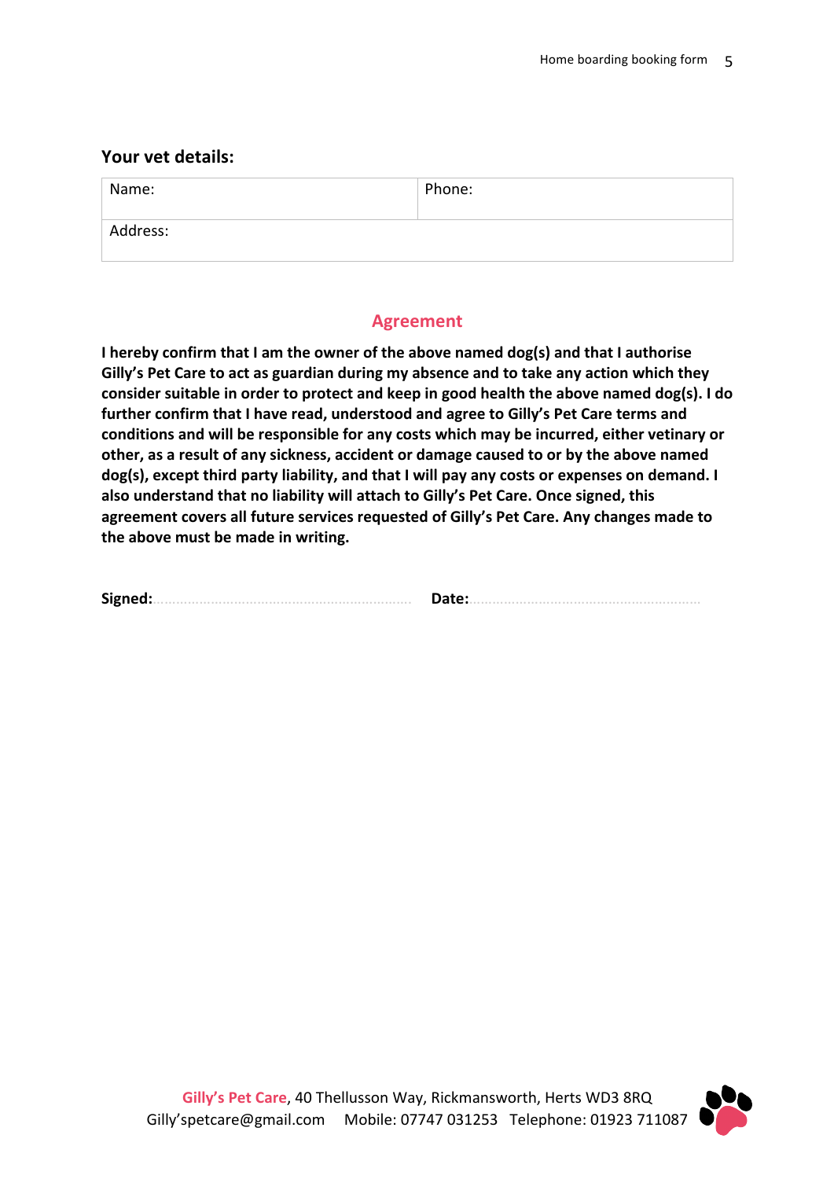## Your vet details:

| | |
|---|---|
| Name: | Phone: |
| Address: | |

## Agreement

**I hereby confirm that I am the owner of the above named dog(s) and that I authorise Gilly's Pet Care to act as guardian during my absence and to take any action which they consider suitable in order to protect and keep in good health the above named dog(s). I do further confirm that I have read, understood and agree to Gilly's Pet Care terms and conditions and will be responsible for any costs which may be incurred, either vetinary or other, as a result of any sickness, accident or damage caused to or by the above named dog(s), except third party liability, and that I will pay any costs or expenses on demand. I also understand that no liability will attach to Gilly's Pet Care. Once signed, this agreement covers all future services requested of Gilly's Pet Care. Any changes made to the above must be made in writing.**

**Signed:**.................................................................... **Date:**..........................................................

**Gilly's Pet Care**, 40 Thellusson Way, Rickmansworth, Herts WD3 8RQ
Gilly'spetcare@gmail.com Mobile: 07747 031253 Telephone: 01923 711087